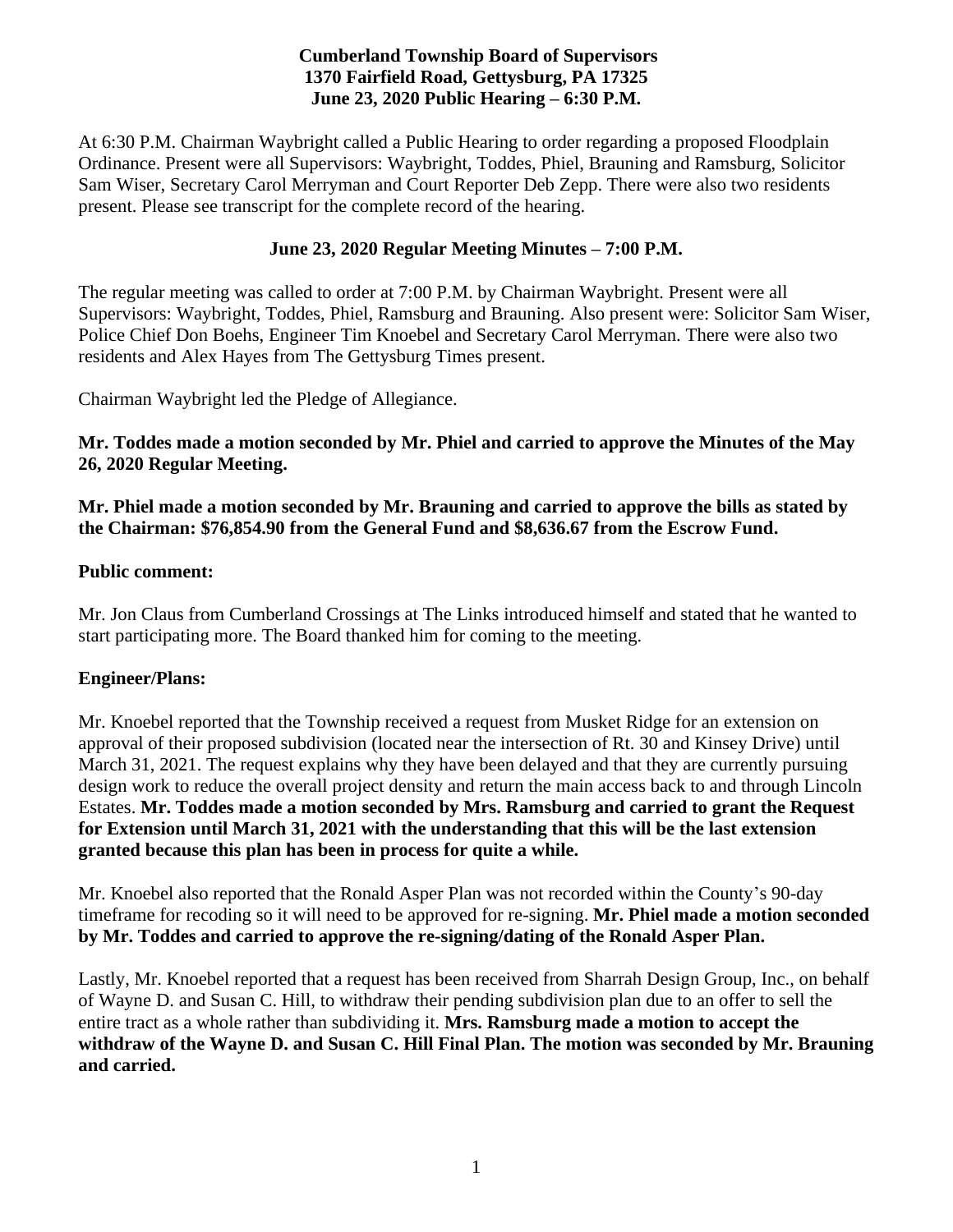**Cumberland Township Board of Supervisors**
**1370 Fairfield Road, Gettysburg, PA 17325**
**June 23, 2020 Public Hearing – 6:30 P.M.**

At 6:30 P.M. Chairman Waybright called a Public Hearing to order regarding a proposed Floodplain Ordinance. Present were all Supervisors: Waybright, Toddes, Phiel, Brauning and Ramsburg, Solicitor Sam Wiser, Secretary Carol Merryman and Court Reporter Deb Zepp. There were also two residents present. Please see transcript for the complete record of the hearing.

**June 23, 2020 Regular Meeting Minutes – 7:00 P.M.**

The regular meeting was called to order at 7:00 P.M. by Chairman Waybright. Present were all Supervisors: Waybright, Toddes, Phiel, Ramsburg and Brauning. Also present were: Solicitor Sam Wiser, Police Chief Don Boehs, Engineer Tim Knoebel and Secretary Carol Merryman. There were also two residents and Alex Hayes from The Gettysburg Times present.

Chairman Waybright led the Pledge of Allegiance.

**Mr. Toddes made a motion seconded by Mr. Phiel and carried to approve the Minutes of the May 26, 2020 Regular Meeting.**

**Mr. Phiel made a motion seconded by Mr. Brauning and carried to approve the bills as stated by the Chairman: $76,854.90 from the General Fund and $8,636.67 from the Escrow Fund.**

**Public comment:**

Mr. Jon Claus from Cumberland Crossings at The Links introduced himself and stated that he wanted to start participating more. The Board thanked him for coming to the meeting.

**Engineer/Plans:**

Mr. Knoebel reported that the Township received a request from Musket Ridge for an extension on approval of their proposed subdivision (located near the intersection of Rt. 30 and Kinsey Drive) until March 31, 2021. The request explains why they have been delayed and that they are currently pursuing design work to reduce the overall project density and return the main access back to and through Lincoln Estates. **Mr. Toddes made a motion seconded by Mrs. Ramsburg and carried to grant the Request for Extension until March 31, 2021 with the understanding that this will be the last extension granted because this plan has been in process for quite a while.**

Mr. Knoebel also reported that the Ronald Asper Plan was not recorded within the County's 90-day timeframe for recoding so it will need to be approved for re-signing. **Mr. Phiel made a motion seconded by Mr. Toddes and carried to approve the re-signing/dating of the Ronald Asper Plan.**

Lastly, Mr. Knoebel reported that a request has been received from Sharrah Design Group, Inc., on behalf of Wayne D. and Susan C. Hill, to withdraw their pending subdivision plan due to an offer to sell the entire tract as a whole rather than subdividing it. **Mrs. Ramsburg made a motion to accept the withdraw of the Wayne D. and Susan C. Hill Final Plan. The motion was seconded by Mr. Brauning and carried.**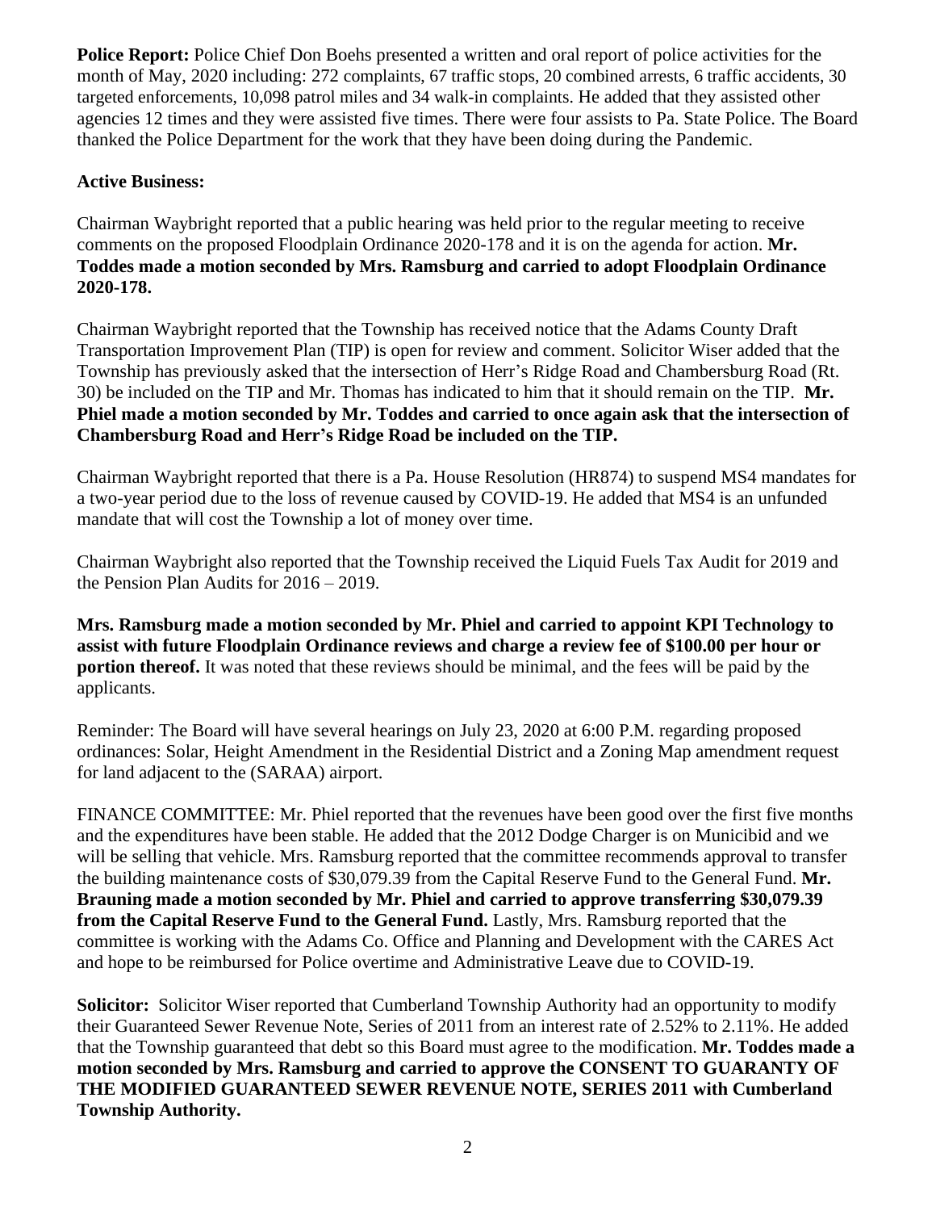**Police Report:** Police Chief Don Boehs presented a written and oral report of police activities for the month of May, 2020 including: 272 complaints, 67 traffic stops, 20 combined arrests, 6 traffic accidents, 30 targeted enforcements, 10,098 patrol miles and 34 walk-in complaints. He added that they assisted other agencies 12 times and they were assisted five times. There were four assists to Pa. State Police. The Board thanked the Police Department for the work that they have been doing during the Pandemic.

**Active Business:**

Chairman Waybright reported that a public hearing was held prior to the regular meeting to receive comments on the proposed Floodplain Ordinance 2020-178 and it is on the agenda for action. **Mr. Toddes made a motion seconded by Mrs. Ramsburg and carried to adopt Floodplain Ordinance 2020-178.**

Chairman Waybright reported that the Township has received notice that the Adams County Draft Transportation Improvement Plan (TIP) is open for review and comment. Solicitor Wiser added that the Township has previously asked that the intersection of Herr's Ridge Road and Chambersburg Road (Rt. 30) be included on the TIP and Mr. Thomas has indicated to him that it should remain on the TIP. **Mr. Phiel made a motion seconded by Mr. Toddes and carried to once again ask that the intersection of Chambersburg Road and Herr's Ridge Road be included on the TIP.**

Chairman Waybright reported that there is a Pa. House Resolution (HR874) to suspend MS4 mandates for a two-year period due to the loss of revenue caused by COVID-19. He added that MS4 is an unfunded mandate that will cost the Township a lot of money over time.

Chairman Waybright also reported that the Township received the Liquid Fuels Tax Audit for 2019 and the Pension Plan Audits for 2016 – 2019.

**Mrs. Ramsburg made a motion seconded by Mr. Phiel and carried to appoint KPI Technology to assist with future Floodplain Ordinance reviews and charge a review fee of $100.00 per hour or portion thereof.** It was noted that these reviews should be minimal, and the fees will be paid by the applicants.

Reminder: The Board will have several hearings on July 23, 2020 at 6:00 P.M. regarding proposed ordinances: Solar, Height Amendment in the Residential District and a Zoning Map amendment request for land adjacent to the (SARAA) airport.

FINANCE COMMITTEE: Mr. Phiel reported that the revenues have been good over the first five months and the expenditures have been stable. He added that the 2012 Dodge Charger is on Municibid and we will be selling that vehicle. Mrs. Ramsburg reported that the committee recommends approval to transfer the building maintenance costs of $30,079.39 from the Capital Reserve Fund to the General Fund. **Mr. Brauning made a motion seconded by Mr. Phiel and carried to approve transferring $30,079.39 from the Capital Reserve Fund to the General Fund.** Lastly, Mrs. Ramsburg reported that the committee is working with the Adams Co. Office and Planning and Development with the CARES Act and hope to be reimbursed for Police overtime and Administrative Leave due to COVID-19.

**Solicitor:** Solicitor Wiser reported that Cumberland Township Authority had an opportunity to modify their Guaranteed Sewer Revenue Note, Series of 2011 from an interest rate of 2.52% to 2.11%. He added that the Township guaranteed that debt so this Board must agree to the modification. **Mr. Toddes made a motion seconded by Mrs. Ramsburg and carried to approve the CONSENT TO GUARANTY OF THE MODIFIED GUARANTEED SEWER REVENUE NOTE, SERIES 2011 with Cumberland Township Authority.**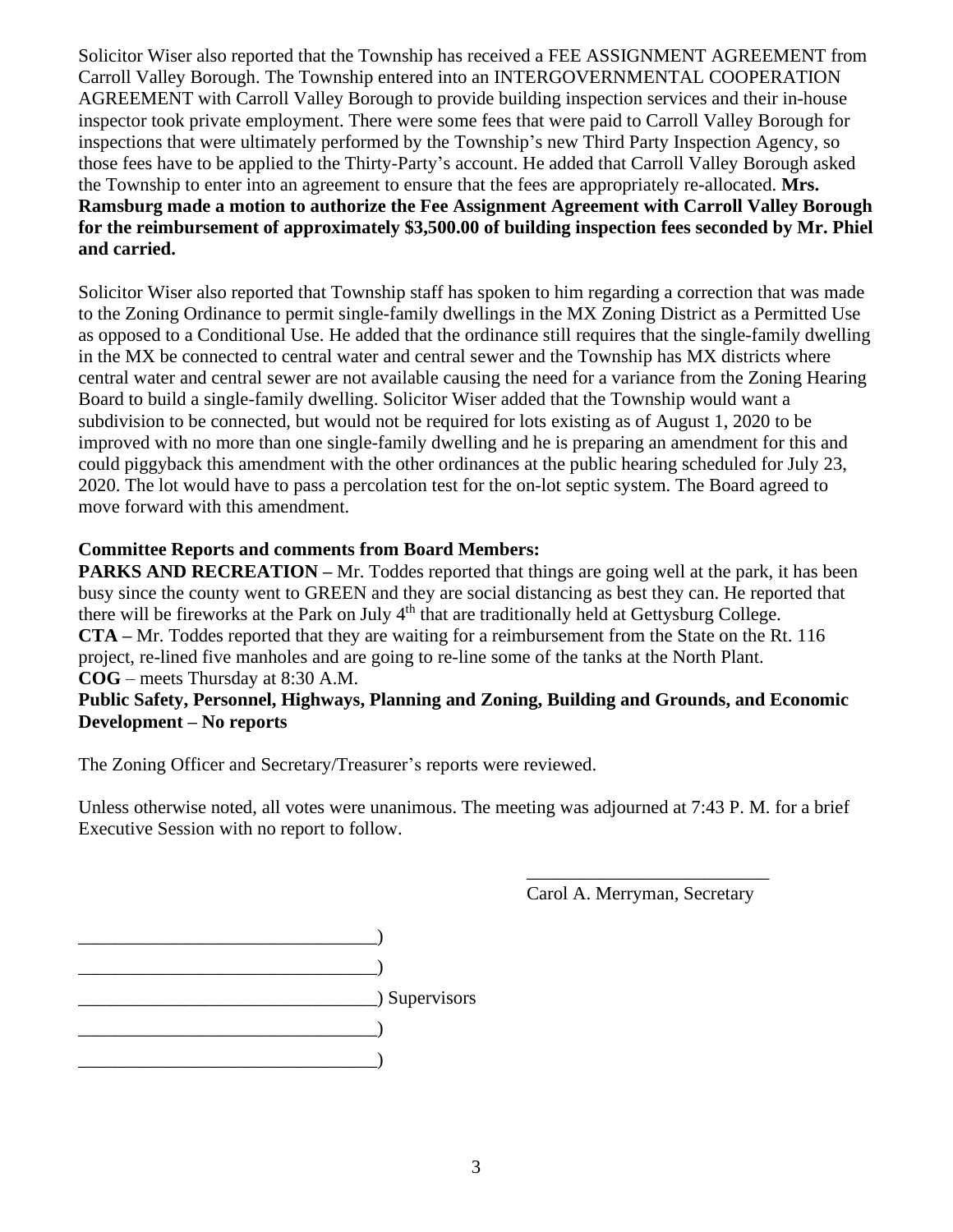Solicitor Wiser also reported that the Township has received a FEE ASSIGNMENT AGREEMENT from Carroll Valley Borough. The Township entered into an INTERGOVERNMENTAL COOPERATION AGREEMENT with Carroll Valley Borough to provide building inspection services and their in-house inspector took private employment. There were some fees that were paid to Carroll Valley Borough for inspections that were ultimately performed by the Township's new Third Party Inspection Agency, so those fees have to be applied to the Thirty-Party's account. He added that Carroll Valley Borough asked the Township to enter into an agreement to ensure that the fees are appropriately re-allocated. **Mrs. Ramsburg made a motion to authorize the Fee Assignment Agreement with Carroll Valley Borough for the reimbursement of approximately $3,500.00 of building inspection fees seconded by Mr. Phiel and carried.**

Solicitor Wiser also reported that Township staff has spoken to him regarding a correction that was made to the Zoning Ordinance to permit single-family dwellings in the MX Zoning District as a Permitted Use as opposed to a Conditional Use. He added that the ordinance still requires that the single-family dwelling in the MX be connected to central water and central sewer and the Township has MX districts where central water and central sewer are not available causing the need for a variance from the Zoning Hearing Board to build a single-family dwelling. Solicitor Wiser added that the Township would want a subdivision to be connected, but would not be required for lots existing as of August 1, 2020 to be improved with no more than one single-family dwelling and he is preparing an amendment for this and could piggyback this amendment with the other ordinances at the public hearing scheduled for July 23, 2020. The lot would have to pass a percolation test for the on-lot septic system. The Board agreed to move forward with this amendment.

**Committee Reports and comments from Board Members:**

**PARKS AND RECREATION –** Mr. Toddes reported that things are going well at the park, it has been busy since the county went to GREEN and they are social distancing as best they can. He reported that there will be fireworks at the Park on July 4th that are traditionally held at Gettysburg College.

**CTA –** Mr. Toddes reported that they are waiting for a reimbursement from the State on the Rt. 116 project, re-lined five manholes and are going to re-line some of the tanks at the North Plant.

**COG** – meets Thursday at 8:30 A.M.

**Public Safety, Personnel, Highways, Planning and Zoning, Building and Grounds, and Economic Development – No reports**

The Zoning Officer and Secretary/Treasurer's reports were reviewed.

Unless otherwise noted, all votes were unanimous. The meeting was adjourned at 7:43 P. M. for a brief Executive Session with no report to follow.

___________________________
Carol A. Merryman, Secretary

_________________________________)
_________________________________)
_________________________________) Supervisors
_________________________________)
_________________________________)